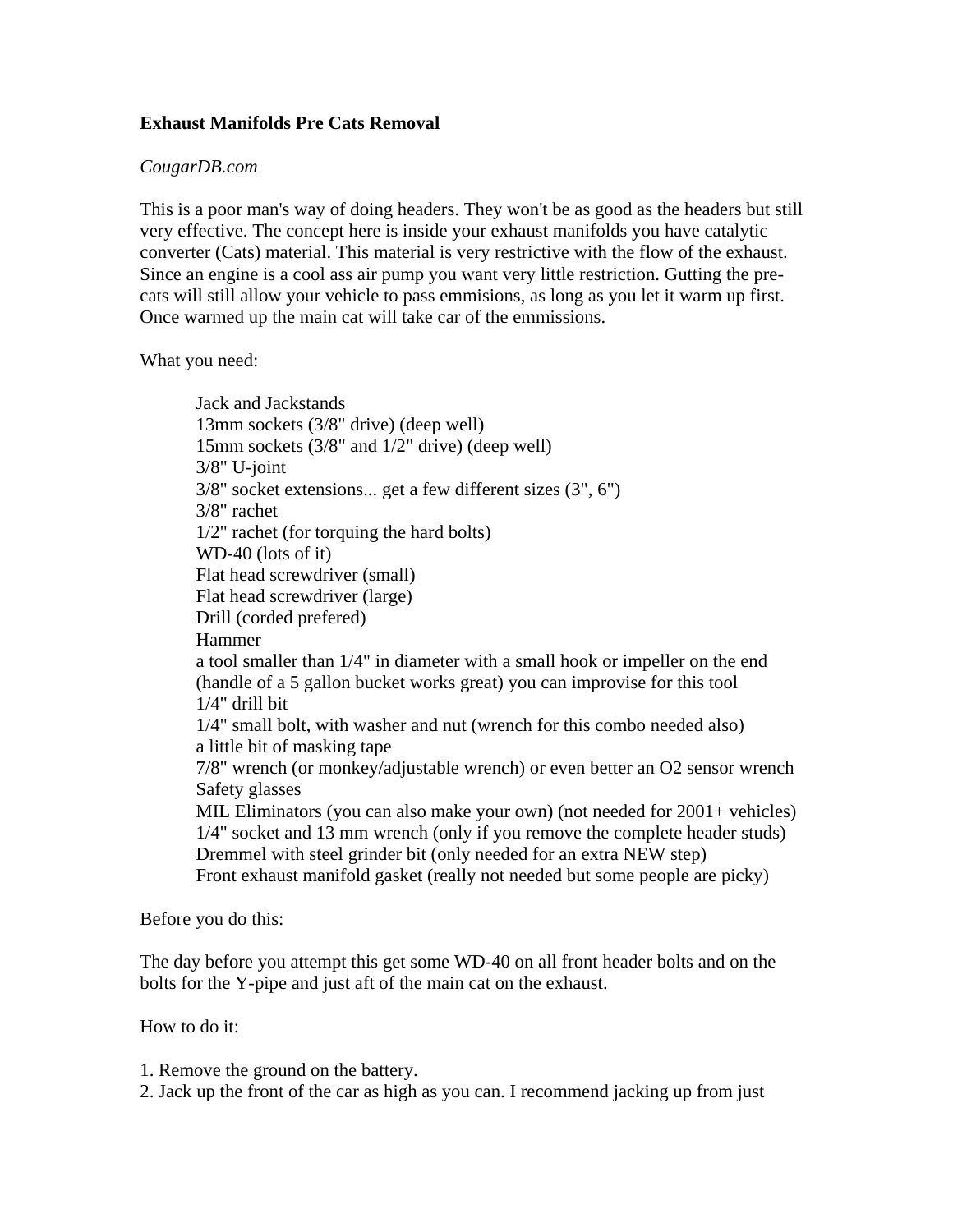**Exhaust Manifolds Pre Cats Removal**

*CougarDB.com*

This is a poor man's way of doing headers. They won't be as good as the headers but still very effective. The concept here is inside your exhaust manifolds you have catalytic converter (Cats) material. This material is very restrictive with the flow of the exhaust. Since an engine is a cool ass air pump you want very little restriction. Gutting the pre-cats will still allow your vehicle to pass emmisions, as long as you let it warm up first. Once warmed up the main cat will take car of the emmissions.

What you need:

- Jack and Jackstands
- 13mm sockets (3/8" drive) (deep well)
- 15mm sockets (3/8" and 1/2" drive) (deep well)
- 3/8" U-joint
- 3/8" socket extensions... get a few different sizes (3", 6")
- 3/8" rachet
- 1/2" rachet (for torquing the hard bolts)
- WD-40 (lots of it)
- Flat head screwdriver (small)
- Flat head screwdriver (large)
- Drill (corded prefered)
- Hammer
- a tool smaller than 1/4" in diameter with a small hook or impeller on the end (handle of a 5 gallon bucket works great) you can improvise for this tool
- 1/4" drill bit
- 1/4" small bolt, with washer and nut (wrench for this combo needed also)
- a little bit of masking tape
- 7/8" wrench (or monkey/adjustable wrench) or even better an O2 sensor wrench
- Safety glasses
- MIL Eliminators (you can also make your own) (not needed for 2001+ vehicles)
- 1/4" socket and 13 mm wrench (only if you remove the complete header studs)
- Dremmel with steel grinder bit (only needed for an extra NEW step)
- Front exhaust manifold gasket (really not needed but some people are picky)

Before you do this:

The day before you attempt this get some WD-40 on all front header bolts and on the bolts for the Y-pipe and just aft of the main cat on the exhaust.

How to do it:

1. Remove the ground on the battery.
2. Jack up the front of the car as high as you can. I recommend jacking up from just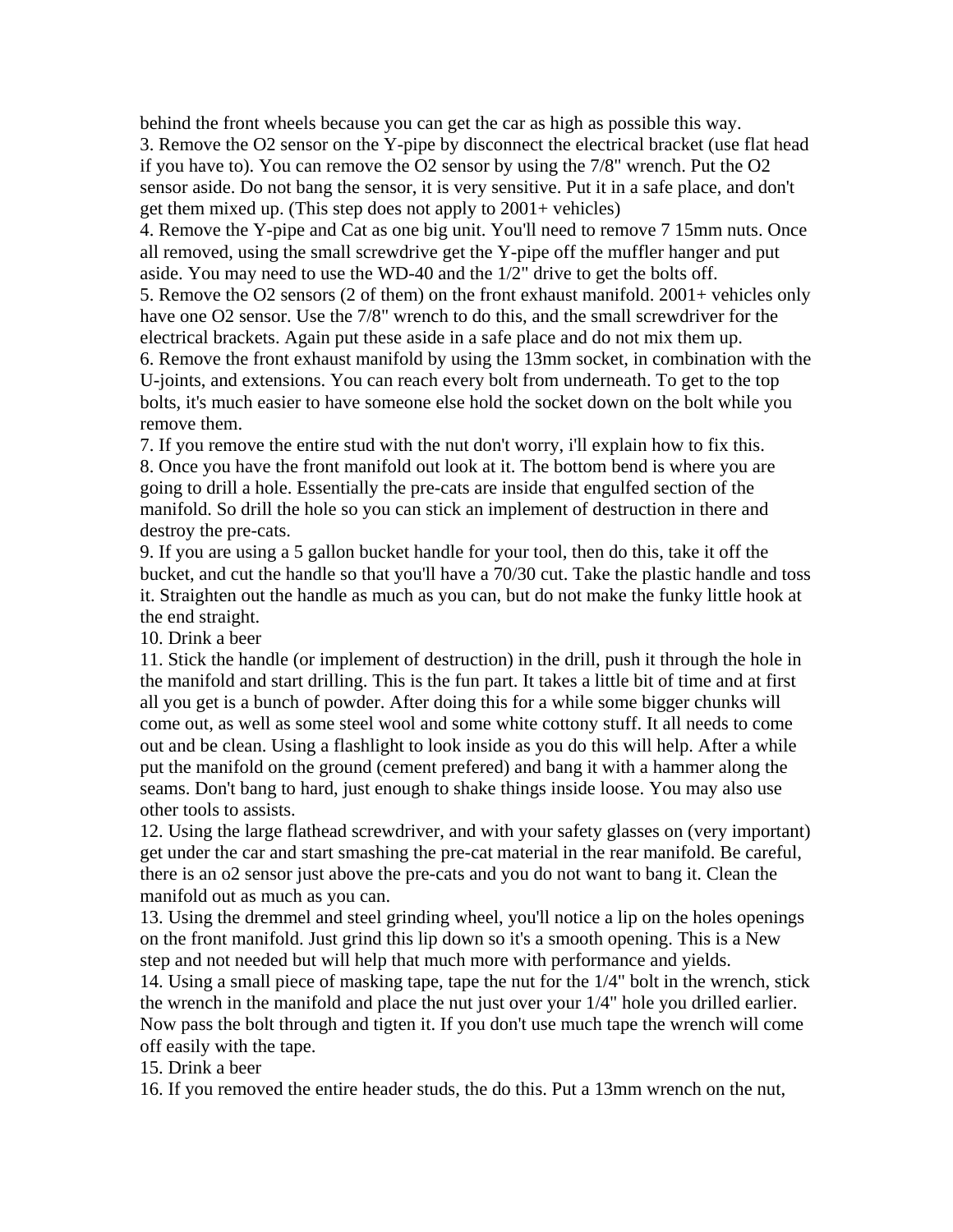behind the front wheels because you can get the car as high as possible this way.
3. Remove the O2 sensor on the Y-pipe by disconnect the electrical bracket (use flat head if you have to). You can remove the O2 sensor by using the 7/8" wrench. Put the O2 sensor aside. Do not bang the sensor, it is very sensitive. Put it in a safe place, and don't get them mixed up. (This step does not apply to 2001+ vehicles)
4. Remove the Y-pipe and Cat as one big unit. You'll need to remove 7 15mm nuts. Once all removed, using the small screwdrive get the Y-pipe off the muffler hanger and put aside. You may need to use the WD-40 and the 1/2" drive to get the bolts off.
5. Remove the O2 sensors (2 of them) on the front exhaust manifold. 2001+ vehicles only have one O2 sensor. Use the 7/8" wrench to do this, and the small screwdriver for the electrical brackets. Again put these aside in a safe place and do not mix them up.
6. Remove the front exhaust manifold by using the 13mm socket, in combination with the U-joints, and extensions. You can reach every bolt from underneath. To get to the top bolts, it's much easier to have someone else hold the socket down on the bolt while you remove them.
7. If you remove the entire stud with the nut don't worry, i'll explain how to fix this.
8. Once you have the front manifold out look at it. The bottom bend is where you are going to drill a hole. Essentially the pre-cats are inside that engulfed section of the manifold. So drill the hole so you can stick an implement of destruction in there and destroy the pre-cats.
9. If you are using a 5 gallon bucket handle for your tool, then do this, take it off the bucket, and cut the handle so that you'll have a 70/30 cut. Take the plastic handle and toss it. Straighten out the handle as much as you can, but do not make the funky little hook at the end straight.
10. Drink a beer
11. Stick the handle (or implement of destruction) in the drill, push it through the hole in the manifold and start drilling. This is the fun part. It takes a little bit of time and at first all you get is a bunch of powder. After doing this for a while some bigger chunks will come out, as well as some steel wool and some white cottony stuff. It all needs to come out and be clean. Using a flashlight to look inside as you do this will help. After a while put the manifold on the ground (cement prefered) and bang it with a hammer along the seams. Don't bang to hard, just enough to shake things inside loose. You may also use other tools to assists.
12. Using the large flathead screwdriver, and with your safety glasses on (very important) get under the car and start smashing the pre-cat material in the rear manifold. Be careful, there is an o2 sensor just above the pre-cats and you do not want to bang it. Clean the manifold out as much as you can.
13. Using the dremmel and steel grinding wheel, you'll notice a lip on the holes openings on the front manifold. Just grind this lip down so it's a smooth opening. This is a New step and not needed but will help that much more with performance and yields.
14. Using a small piece of masking tape, tape the nut for the 1/4" bolt in the wrench, stick the wrench in the manifold and place the nut just over your 1/4" hole you drilled earlier. Now pass the bolt through and tigten it. If you don't use much tape the wrench will come off easily with the tape.
15. Drink a beer
16. If you removed the entire header studs, the do this. Put a 13mm wrench on the nut,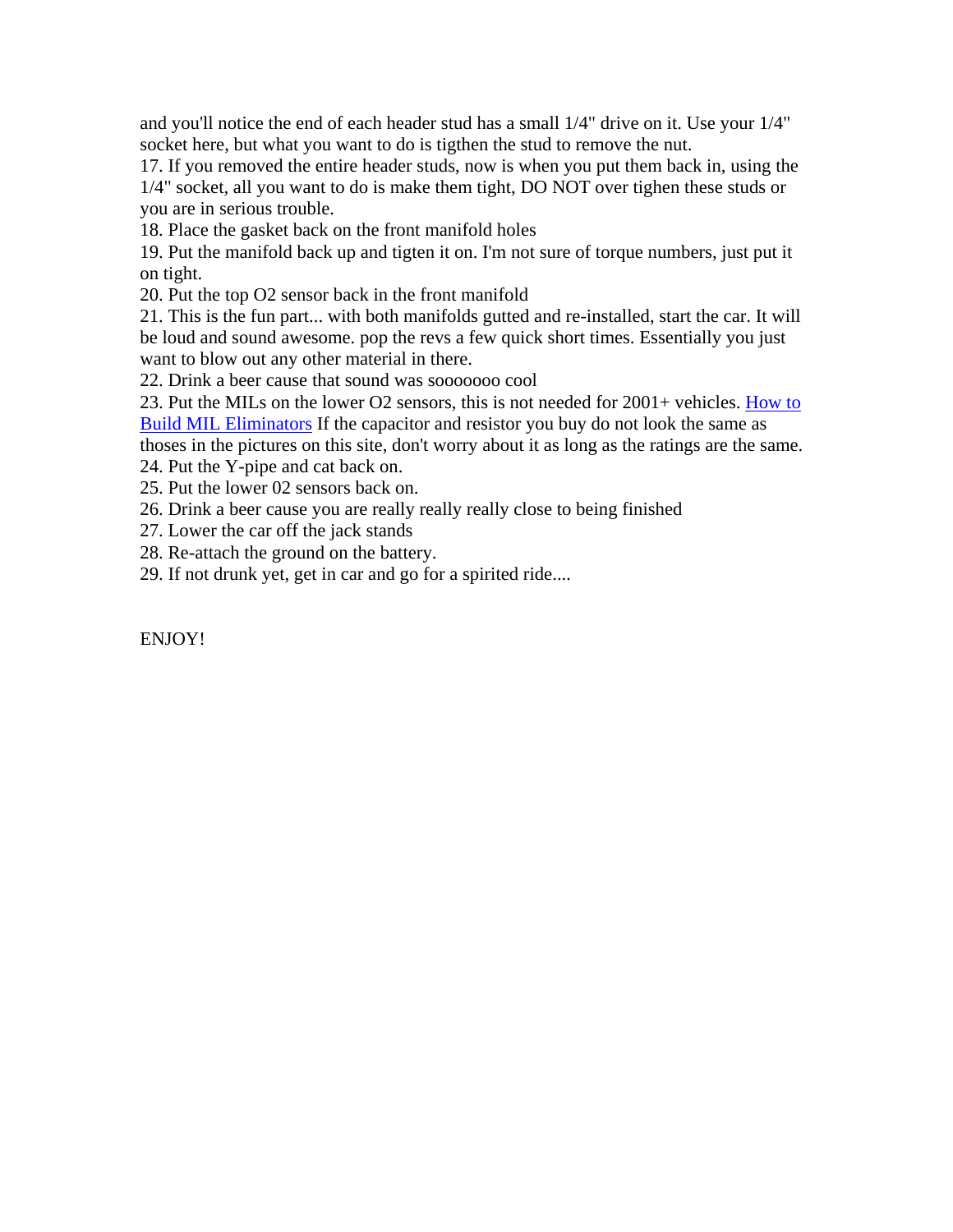and you'll notice the end of each header stud has a small 1/4" drive on it. Use your 1/4" socket here, but what you want to do is tigthen the stud to remove the nut.

17. If you removed the entire header studs, now is when you put them back in, using the 1/4" socket, all you want to do is make them tight, DO NOT over tighen these studs or you are in serious trouble.
18. Place the gasket back on the front manifold holes
19. Put the manifold back up and tigten it on. I'm not sure of torque numbers, just put it on tight.
20. Put the top O2 sensor back in the front manifold
21. This is the fun part... with both manifolds gutted and re-installed, start the car. It will be loud and sound awesome. pop the revs a few quick short times. Essentially you just want to blow out any other material in there.
22. Drink a beer cause that sound was sooooooo cool
23. Put the MILs on the lower O2 sensors, this is not needed for 2001+ vehicles. How to Build MIL Eliminators If the capacitor and resistor you buy do not look the same as thoses in the pictures on this site, don't worry about it as long as the ratings are the same.
24. Put the Y-pipe and cat back on.
25. Put the lower 02 sensors back on.
26. Drink a beer cause you are really really really close to being finished
27. Lower the car off the jack stands
28. Re-attach the ground on the battery.
29. If not drunk yet, get in car and go for a spirited ride....

ENJOY!